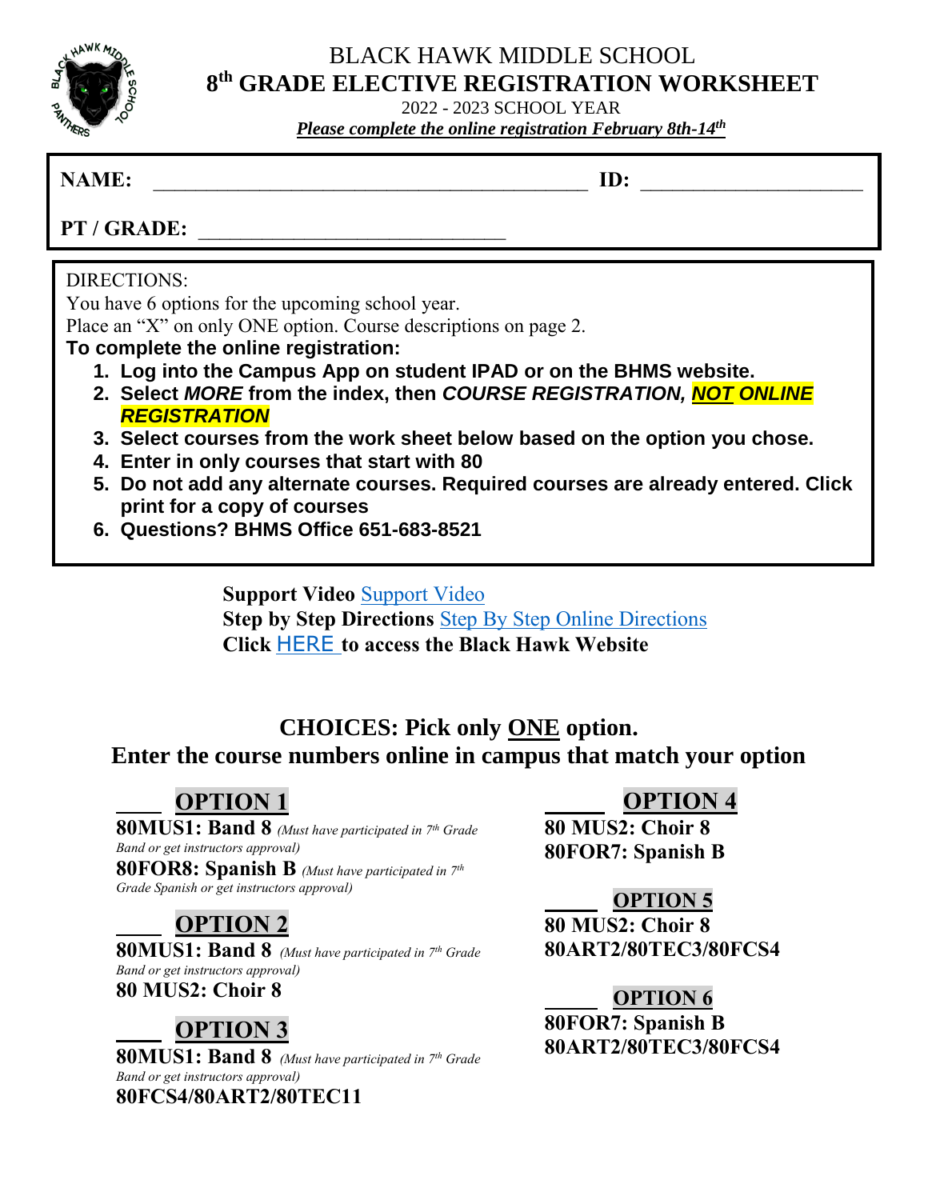# BLACK HAWK MIDDLE SCHOOL

## 8th GRADE ELECTIVE REGISTRATION WORKSHEET

2022 - 2023 SCHOOL YEAR

***Please complete the online registration February 8th-14th***

**NAME:** ____________________________________________ **ID:** ______________________

**PT / GRADE:** ______________________________

DIRECTIONS:
You have 6 options for the upcoming school year.
Place an "X" on only ONE option. Course descriptions on page 2.

**To complete the online registration:**

1. **Log into the Campus App on student IPAD or on the BHMS website.**
2. **Select *MORE* from the index, then *COURSE REGISTRATION, NOT ONLINE REGISTRATION***
3. **Select courses from the work sheet below based on the option you chose.**
4. **Enter in only courses that start with 80**
5. **Do not add any alternate courses. Required courses are already entered. Click print for a copy of courses**
6. **Questions? BHMS Office 651-683-8521**

**Support Video** Support Video
**Step by Step Directions** Step By Step Online Directions
**Click** HERE **to access the Black Hawk Website**

## CHOICES: Pick only ONE option.

## Enter the course numbers online in campus that match your option

____ **OPTION 1**
**80MUS1: Band 8** *(Must have participated in 7th Grade Band or get instructors approval)*
**80FOR8: Spanish B** *(Must have participated in 7th Grade Spanish or get instructors approval)*

____ **OPTION 2**
**80MUS1: Band 8** *(Must have participated in 7th Grade Band or get instructors approval)*
**80 MUS2: Choir 8**

____ **OPTION 3**
**80MUS1: Band 8** *(Must have participated in 7th Grade Band or get instructors approval)*
**80FCS4/80ART2/80TEC11**

____ **OPTION 4**
**80 MUS2: Choir 8**
**80FOR7: Spanish B**

____ **OPTION 5**
**80 MUS2: Choir 8**
**80ART2/80TEC3/80FCS4**

____ **OPTION 6**
**80FOR7: Spanish B**
**80ART2/80TEC3/80FCS4**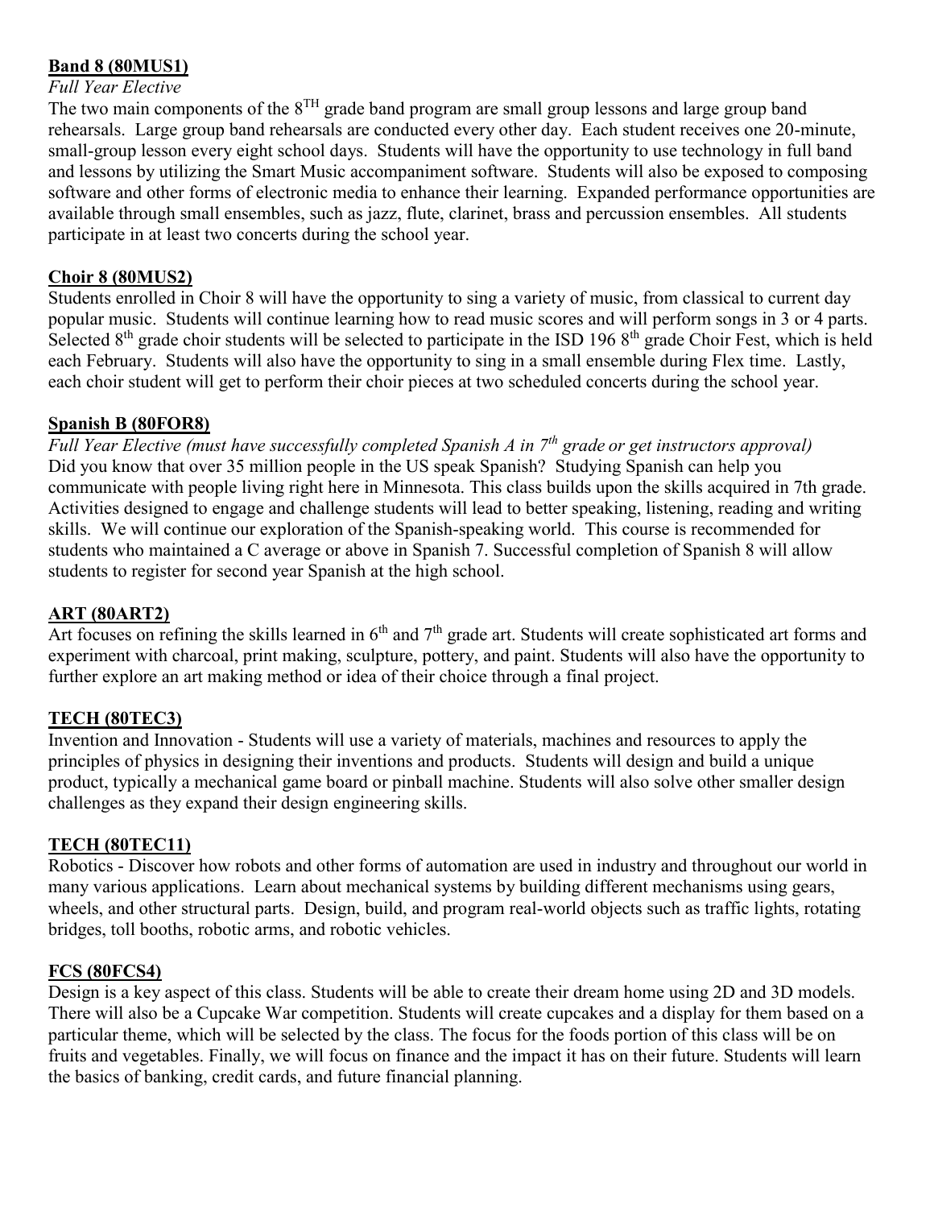**Band 8 (80MUS1)**

*Full Year Elective*

The two main components of the 8TH grade band program are small group lessons and large group band rehearsals. Large group band rehearsals are conducted every other day. Each student receives one 20-minute, small-group lesson every eight school days. Students will have the opportunity to use technology in full band and lessons by utilizing the Smart Music accompaniment software. Students will also be exposed to composing software and other forms of electronic media to enhance their learning. Expanded performance opportunities are available through small ensembles, such as jazz, flute, clarinet, brass and percussion ensembles. All students participate in at least two concerts during the school year.

**Choir 8 (80MUS2)**

Students enrolled in Choir 8 will have the opportunity to sing a variety of music, from classical to current day popular music. Students will continue learning how to read music scores and will perform songs in 3 or 4 parts. Selected 8th grade choir students will be selected to participate in the ISD 196 8th grade Choir Fest, which is held each February. Students will also have the opportunity to sing in a small ensemble during Flex time. Lastly, each choir student will get to perform their choir pieces at two scheduled concerts during the school year.

**Spanish B (80FOR8)**

*Full Year Elective (must have successfully completed Spanish A in 7th grade or get instructors approval)*

Did you know that over 35 million people in the US speak Spanish? Studying Spanish can help you communicate with people living right here in Minnesota. This class builds upon the skills acquired in 7th grade. Activities designed to engage and challenge students will lead to better speaking, listening, reading and writing skills. We will continue our exploration of the Spanish-speaking world. This course is recommended for students who maintained a C average or above in Spanish 7. Successful completion of Spanish 8 will allow students to register for second year Spanish at the high school.

**ART (80ART2)**

Art focuses on refining the skills learned in 6th and 7th grade art. Students will create sophisticated art forms and experiment with charcoal, print making, sculpture, pottery, and paint. Students will also have the opportunity to further explore an art making method or idea of their choice through a final project.

**TECH (80TEC3)**

Invention and Innovation - Students will use a variety of materials, machines and resources to apply the principles of physics in designing their inventions and products. Students will design and build a unique product, typically a mechanical game board or pinball machine. Students will also solve other smaller design challenges as they expand their design engineering skills.

**TECH (80TEC11)**

Robotics - Discover how robots and other forms of automation are used in industry and throughout our world in many various applications. Learn about mechanical systems by building different mechanisms using gears, wheels, and other structural parts. Design, build, and program real-world objects such as traffic lights, rotating bridges, toll booths, robotic arms, and robotic vehicles.

**FCS (80FCS4)**

Design is a key aspect of this class. Students will be able to create their dream home using 2D and 3D models. There will also be a Cupcake War competition. Students will create cupcakes and a display for them based on a particular theme, which will be selected by the class. The focus for the foods portion of this class will be on fruits and vegetables. Finally, we will focus on finance and the impact it has on their future. Students will learn the basics of banking, credit cards, and future financial planning.